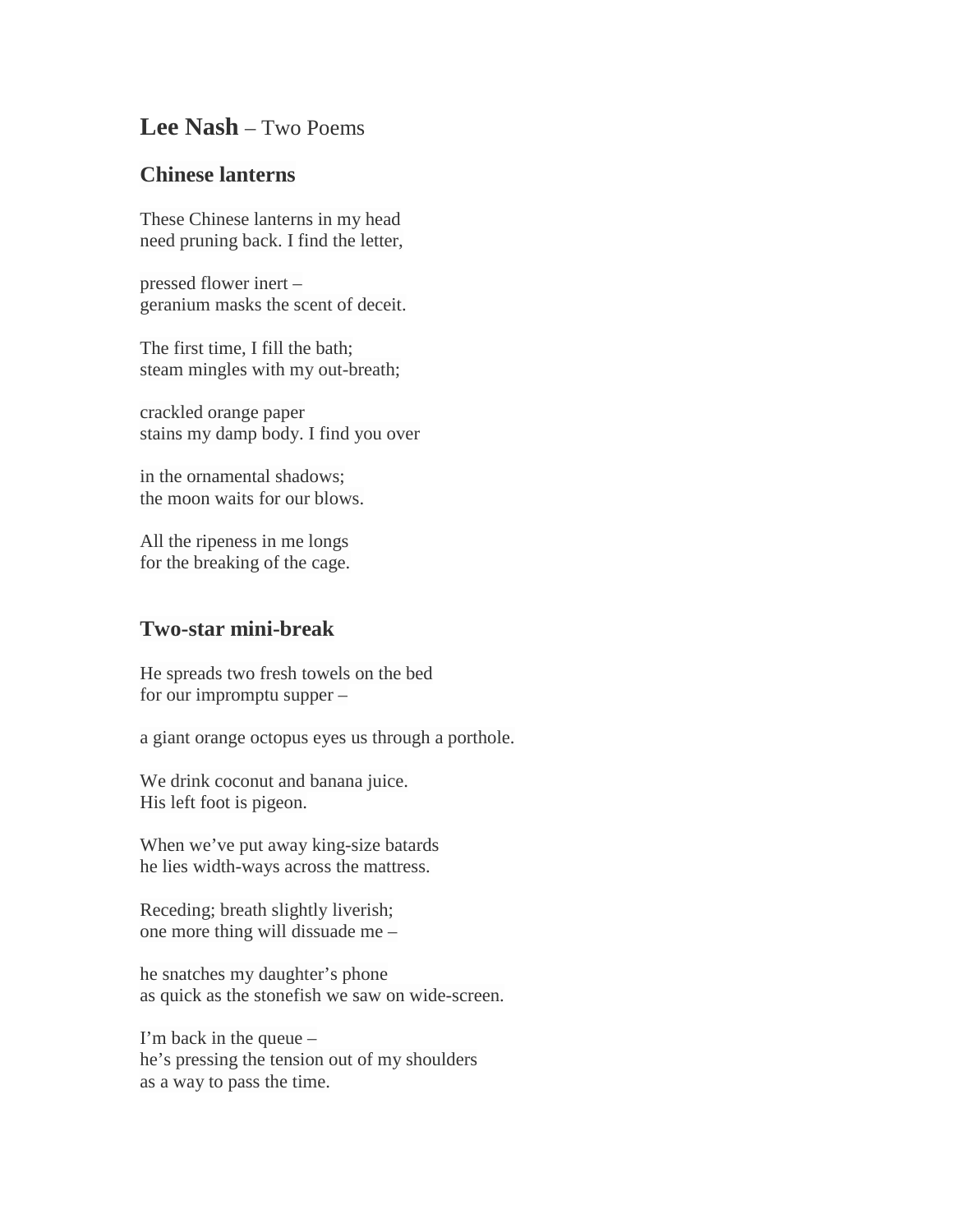# **Lee Nash** – Two Poems

## Chinese lanterns

These Chinese lanterns in my head
need pruning back. I find the letter,

pressed flower inert –
geranium masks the scent of deceit.

The first time, I fill the bath;
steam mingles with my out-breath;

crackled orange paper
stains my damp body. I find you over

in the ornamental shadows;
the moon waits for our blows.

All the ripeness in me longs
for the breaking of the cage.

## Two-star mini-break

He spreads two fresh towels on the bed
for our impromptu supper –

a giant orange octopus eyes us through a porthole.

We drink coconut and banana juice.
His left foot is pigeon.

When we've put away king-size batards
he lies width-ways across the mattress.

Receding; breath slightly liverish;
one more thing will dissuade me –

he snatches my daughter's phone
as quick as the stonefish we saw on wide-screen.

I'm back in the queue –
he's pressing the tension out of my shoulders
as a way to pass the time.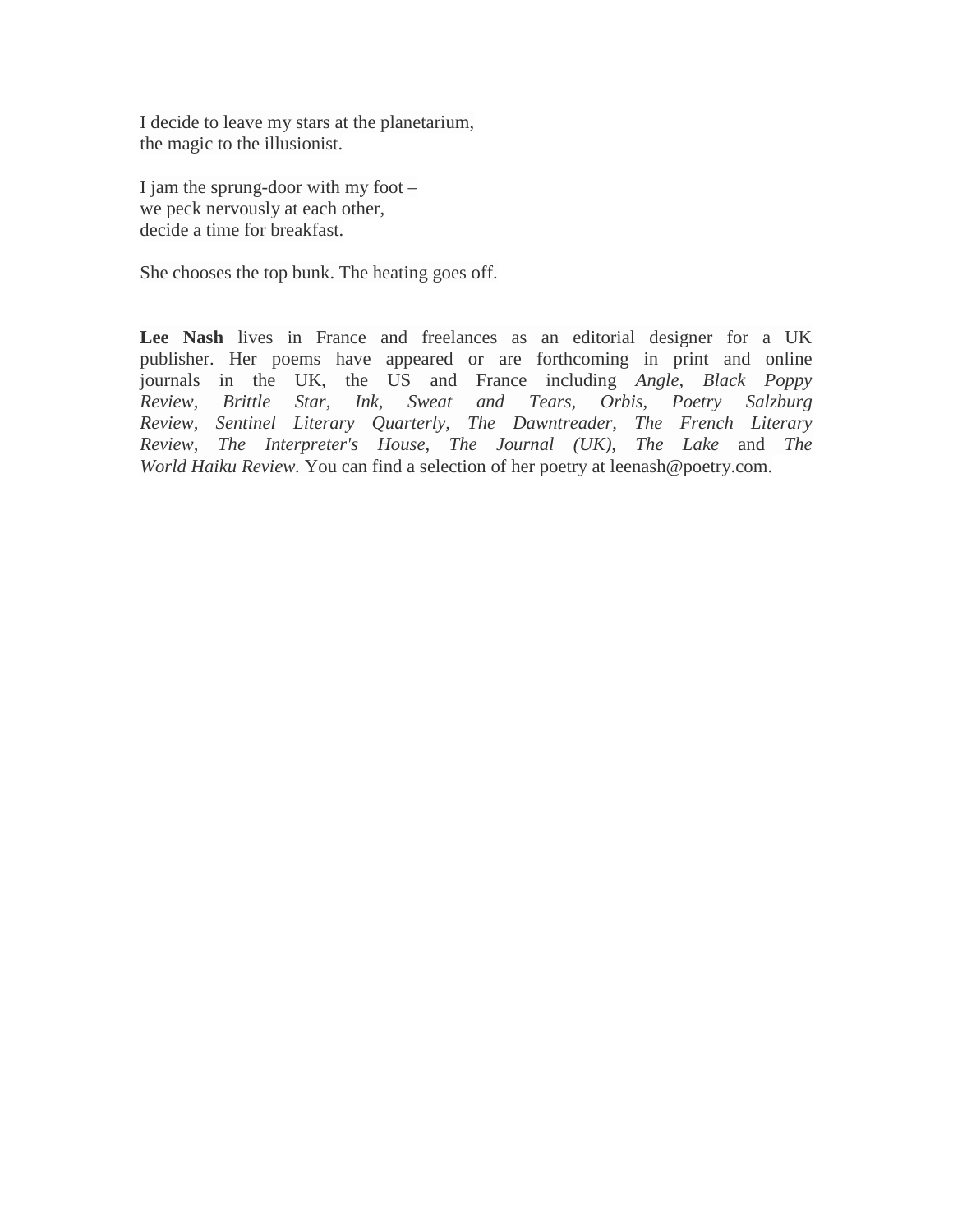I decide to leave my stars at the planetarium,
the magic to the illusionist.

I jam the sprung-door with my foot –
we peck nervously at each other,
decide a time for breakfast.

She chooses the top bunk. The heating goes off.

**Lee Nash** lives in France and freelances as an editorial designer for a UK publisher. Her poems have appeared or are forthcoming in print and online journals in the UK, the US and France including *Angle, Black Poppy Review, Brittle Star, Ink, Sweat and Tears, Orbis, Poetry Salzburg Review, Sentinel Literary Quarterly*, *The Dawntreader*, *The French Literary Review*, *The Interpreter's House*, *The Journal (UK)*, *The Lake* and *The World Haiku Review.* You can find a selection of her poetry at leenash@poetry.com.